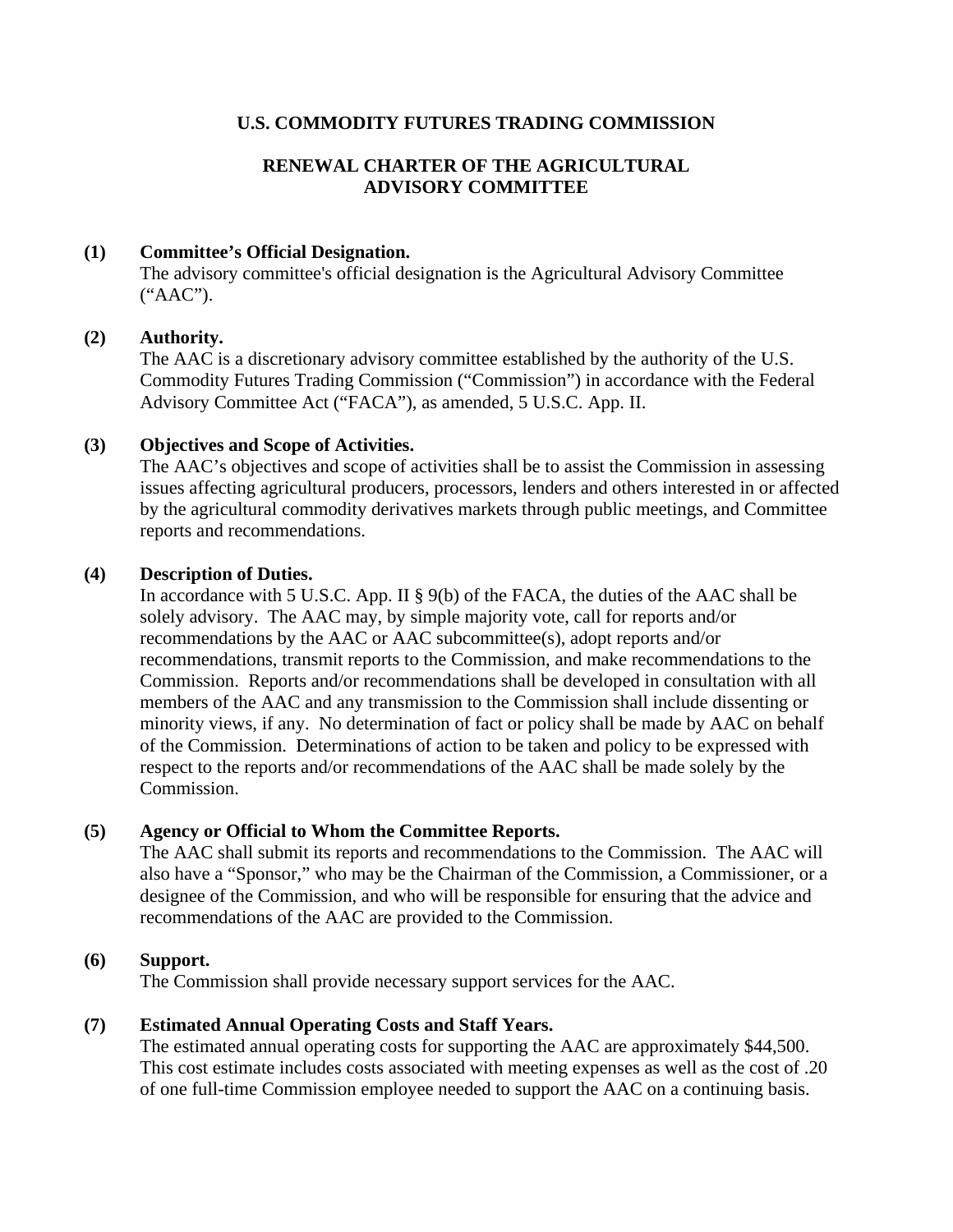# U.S. COMMODITY FUTURES TRADING COMMISSION

## RENEWAL CHARTER OF THE AGRICULTURAL ADVISORY COMMITTEE

**(1) Committee's Official Designation.**
The advisory committee's official designation is the Agricultural Advisory Committee ("AAC").

**(2) Authority.**
The AAC is a discretionary advisory committee established by the authority of the U.S. Commodity Futures Trading Commission ("Commission") in accordance with the Federal Advisory Committee Act ("FACA"), as amended, 5 U.S.C. App. II.

**(3) Objectives and Scope of Activities.**
The AAC's objectives and scope of activities shall be to assist the Commission in assessing issues affecting agricultural producers, processors, lenders and others interested in or affected by the agricultural commodity derivatives markets through public meetings, and Committee reports and recommendations.

**(4) Description of Duties.**
In accordance with 5 U.S.C. App. II § 9(b) of the FACA, the duties of the AAC shall be solely advisory. The AAC may, by simple majority vote, call for reports and/or recommendations by the AAC or AAC subcommittee(s), adopt reports and/or recommendations, transmit reports to the Commission, and make recommendations to the Commission. Reports and/or recommendations shall be developed in consultation with all members of the AAC and any transmission to the Commission shall include dissenting or minority views, if any. No determination of fact or policy shall be made by AAC on behalf of the Commission. Determinations of action to be taken and policy to be expressed with respect to the reports and/or recommendations of the AAC shall be made solely by the Commission.

**(5) Agency or Official to Whom the Committee Reports.**
The AAC shall submit its reports and recommendations to the Commission. The AAC will also have a "Sponsor," who may be the Chairman of the Commission, a Commissioner, or a designee of the Commission, and who will be responsible for ensuring that the advice and recommendations of the AAC are provided to the Commission.

**(6) Support.**
The Commission shall provide necessary support services for the AAC.

**(7) Estimated Annual Operating Costs and Staff Years.**
The estimated annual operating costs for supporting the AAC are approximately $44,500. This cost estimate includes costs associated with meeting expenses as well as the cost of .20 of one full-time Commission employee needed to support the AAC on a continuing basis.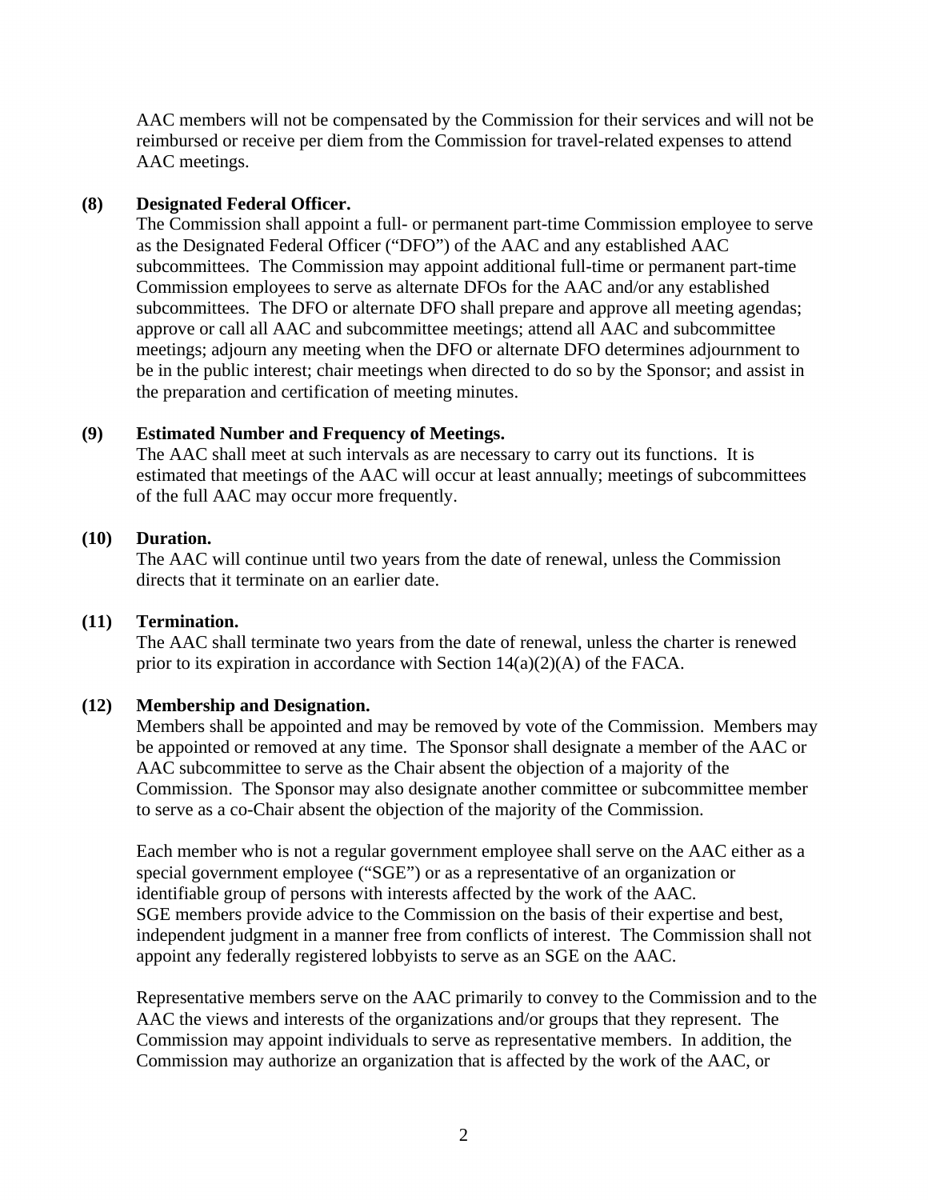AAC members will not be compensated by the Commission for their services and will not be reimbursed or receive per diem from the Commission for travel-related expenses to attend AAC meetings.

**(8) Designated Federal Officer.**

The Commission shall appoint a full- or permanent part-time Commission employee to serve as the Designated Federal Officer ("DFO") of the AAC and any established AAC subcommittees. The Commission may appoint additional full-time or permanent part-time Commission employees to serve as alternate DFOs for the AAC and/or any established subcommittees. The DFO or alternate DFO shall prepare and approve all meeting agendas; approve or call all AAC and subcommittee meetings; attend all AAC and subcommittee meetings; adjourn any meeting when the DFO or alternate DFO determines adjournment to be in the public interest; chair meetings when directed to do so by the Sponsor; and assist in the preparation and certification of meeting minutes.

**(9) Estimated Number and Frequency of Meetings.**

The AAC shall meet at such intervals as are necessary to carry out its functions. It is estimated that meetings of the AAC will occur at least annually; meetings of subcommittees of the full AAC may occur more frequently.

**(10) Duration.**

The AAC will continue until two years from the date of renewal, unless the Commission directs that it terminate on an earlier date.

**(11) Termination.**

The AAC shall terminate two years from the date of renewal, unless the charter is renewed prior to its expiration in accordance with Section 14(a)(2)(A) of the FACA.

**(12) Membership and Designation.**

Members shall be appointed and may be removed by vote of the Commission. Members may be appointed or removed at any time. The Sponsor shall designate a member of the AAC or AAC subcommittee to serve as the Chair absent the objection of a majority of the Commission. The Sponsor may also designate another committee or subcommittee member to serve as a co-Chair absent the objection of the majority of the Commission.

Each member who is not a regular government employee shall serve on the AAC either as a special government employee ("SGE") or as a representative of an organization or identifiable group of persons with interests affected by the work of the AAC. SGE members provide advice to the Commission on the basis of their expertise and best, independent judgment in a manner free from conflicts of interest. The Commission shall not appoint any federally registered lobbyists to serve as an SGE on the AAC.

Representative members serve on the AAC primarily to convey to the Commission and to the AAC the views and interests of the organizations and/or groups that they represent. The Commission may appoint individuals to serve as representative members. In addition, the Commission may authorize an organization that is affected by the work of the AAC, or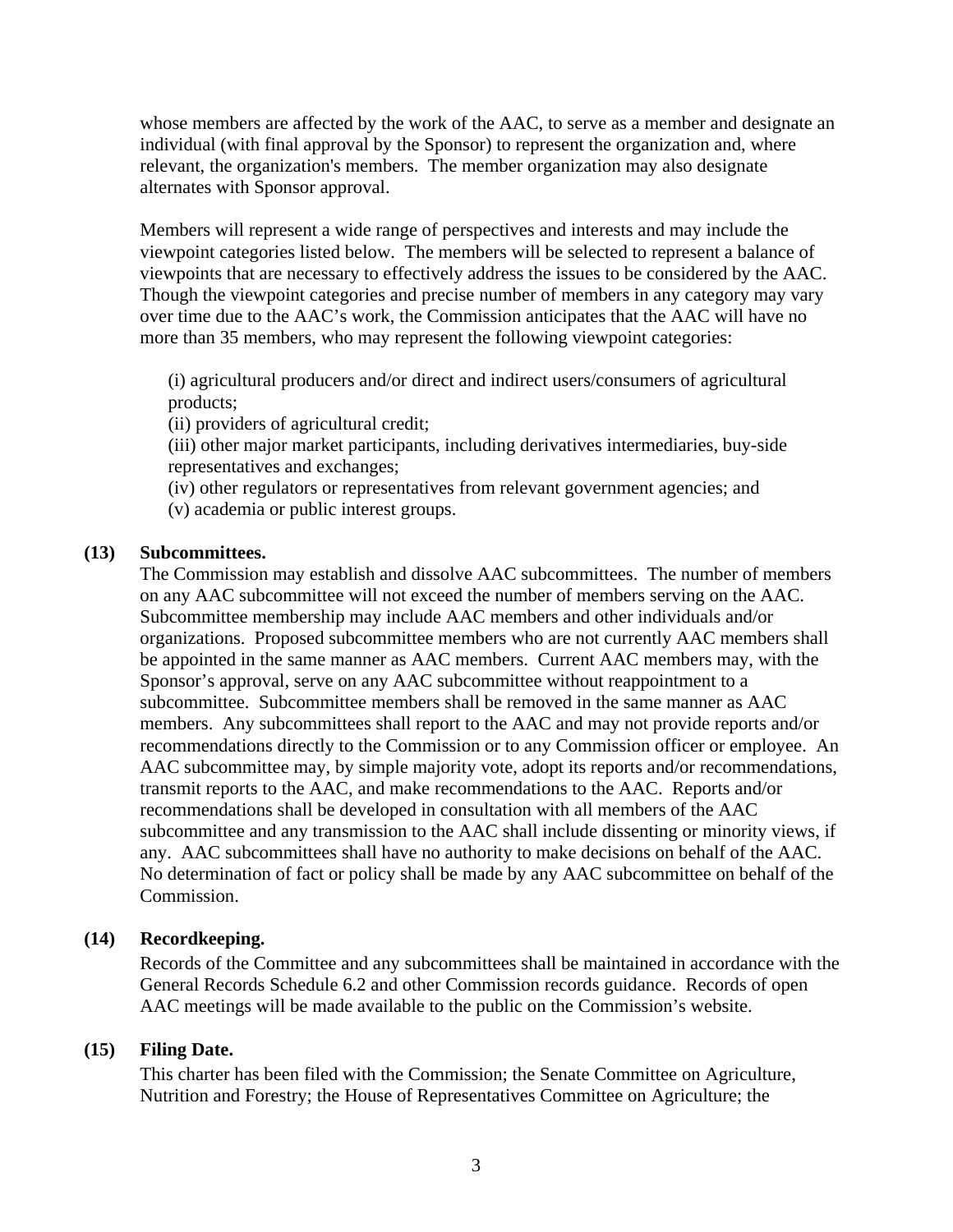whose members are affected by the work of the AAC, to serve as a member and designate an individual (with final approval by the Sponsor) to represent the organization and, where relevant, the organization's members. The member organization may also designate alternates with Sponsor approval.

Members will represent a wide range of perspectives and interests and may include the viewpoint categories listed below. The members will be selected to represent a balance of viewpoints that are necessary to effectively address the issues to be considered by the AAC. Though the viewpoint categories and precise number of members in any category may vary over time due to the AAC's work, the Commission anticipates that the AAC will have no more than 35 members, who may represent the following viewpoint categories:

(i) agricultural producers and/or direct and indirect users/consumers of agricultural products;
(ii) providers of agricultural credit;
(iii) other major market participants, including derivatives intermediaries, buy-side representatives and exchanges;
(iv) other regulators or representatives from relevant government agencies; and
(v) academia or public interest groups.

**(13) Subcommittees.**

The Commission may establish and dissolve AAC subcommittees. The number of members on any AAC subcommittee will not exceed the number of members serving on the AAC. Subcommittee membership may include AAC members and other individuals and/or organizations. Proposed subcommittee members who are not currently AAC members shall be appointed in the same manner as AAC members. Current AAC members may, with the Sponsor's approval, serve on any AAC subcommittee without reappointment to a subcommittee. Subcommittee members shall be removed in the same manner as AAC members. Any subcommittees shall report to the AAC and may not provide reports and/or recommendations directly to the Commission or to any Commission officer or employee. An AAC subcommittee may, by simple majority vote, adopt its reports and/or recommendations, transmit reports to the AAC, and make recommendations to the AAC. Reports and/or recommendations shall be developed in consultation with all members of the AAC subcommittee and any transmission to the AAC shall include dissenting or minority views, if any. AAC subcommittees shall have no authority to make decisions on behalf of the AAC. No determination of fact or policy shall be made by any AAC subcommittee on behalf of the Commission.

**(14) Recordkeeping.**

Records of the Committee and any subcommittees shall be maintained in accordance with the General Records Schedule 6.2 and other Commission records guidance. Records of open AAC meetings will be made available to the public on the Commission's website.

**(15) Filing Date.**

This charter has been filed with the Commission; the Senate Committee on Agriculture, Nutrition and Forestry; the House of Representatives Committee on Agriculture; the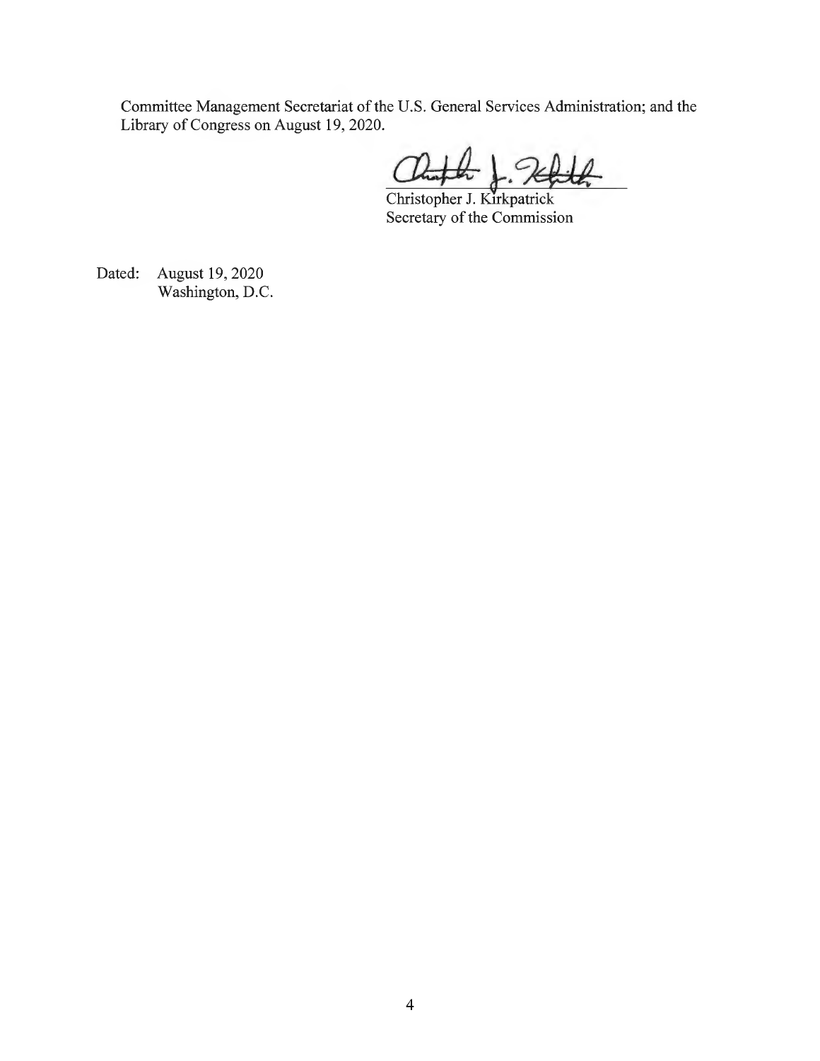Committee Management Secretariat of the U.S. General Services Administration; and the Library of Congress on August 19, 2020.

Christopher J. Kirkpatrick
Secretary of the Commission

Dated: August 19, 2020
Washington, D.C.